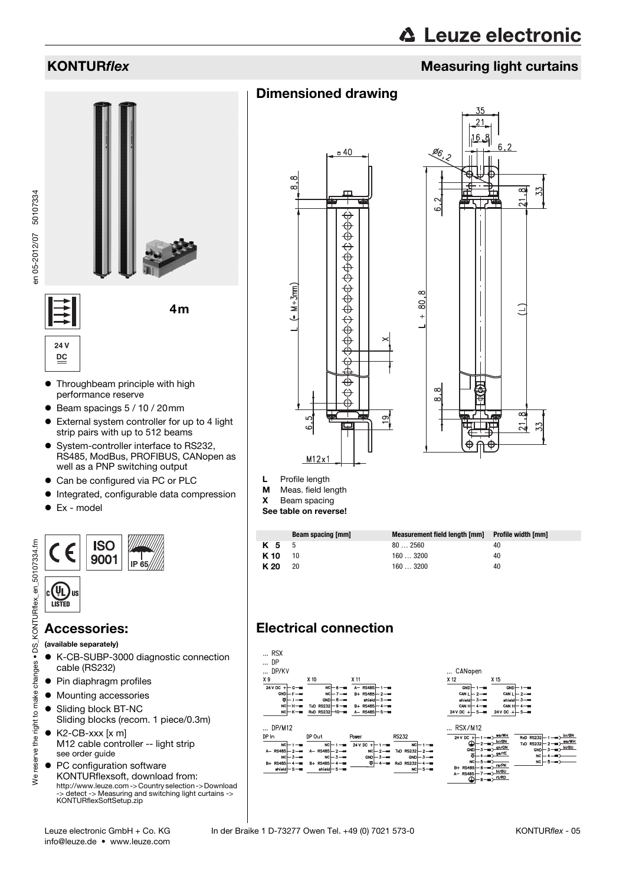# KONTUR*flex*

## Measuring light curtains

4m

24 V DC

- Throughbeam principle with high performance reserve
- Beam spacings 5 / 10 / 20mm
- External system controller for up to 4 light strip pairs with up to 512 beams
- System-controller interface to RS232, RS485, ModBus, PROFIBUS, CANopen as well as a PNP switching output
- Can be configured via PC or PLC
- Integrated, configurable data compression
- Ex - model

## Accessories:

**(available separately)**

- K-CB-SUBP-3000 diagnostic connection cable (RS232)
- Pin diaphragm profiles
- Mounting accessories
- Sliding block BT-NC
  Sliding blocks (recom. 1 piece/0.3m)
- K2-CB-xxx [x m]
  M12 cable controller -- light strip
  see order guide
- PC configuration software
  KONTURflexsoft, download from:
  http://www.leuze.com -> Country selection -> Download -> detect -> Measuring and switching light curtains -> KONTURflexSoftSetup.zip

## Dimensioned drawing

**L** Profile length
**M** Meas. field length
**X** Beam spacing
**See table on reverse!**

| | Beam spacing [mm] | Measurement field length [mm] | Profile width [mm] |
|---|---|---|---|
| **K 5** | 5 | 80 … 2560 | 40 |
| **K 10** | 10 | 160 … 3200 | 40 |
| **K 20** | 20 | 160 … 3200 | 40 |

## Electrical connection

… RSX
… DP
… DP/KV

X 9: 24 V DC + – G; GND – F; ⏚ – J; NC – H; NC – K

X 10: NC – 6; NC – 7; GND – 8; TxD RS232 – 9; RxD RS232 – 10

X 11: A– RS485 – 1; B+ RS485 – 2; shield – 3; B+ RS485 – 4; A– RS485 – 5

… DP/M12

DP In: NC – 1; A– RS485 – 2; NC – 3; B+ RS485 – 4; shield – 5

DP Out: NC – 1; A– RS485 – 2; NC – 3; B+ RS485 – 4; shield – 5

Power: 24 V DC + – 1; NC – 2; GND – 3; ⏚ – 4

RS232: NC – 1; TxD RS232 – 2; GND – 3; RxD RS232 – 4; NC – 5

… CANopen

X 12: GND – 1; CAN L – 2; shield – 3; CAN H – 4; 24 V DC + – 5

X 15: GND – 1; CAN L – 2; shield – 3; CAN H – 4; 24 V DC + – 5

… RSX/M12

24 V DC + – 1 – ws/WH; ⏚ – 2 – br/BN; GND – 3 – gn/GN; ⏚ – 4 – ge/YE; NC – 5; B+ RS485 – 6 – rs/PK; A– RS485 – 7 – bl/BU; ⏚ – 8 – rt/RD

RxD RS232 – 1 – br/BN; TxD RS232 – 2 – ws/WH; GND – 3 – bl/BU; NC – 4; NC – 5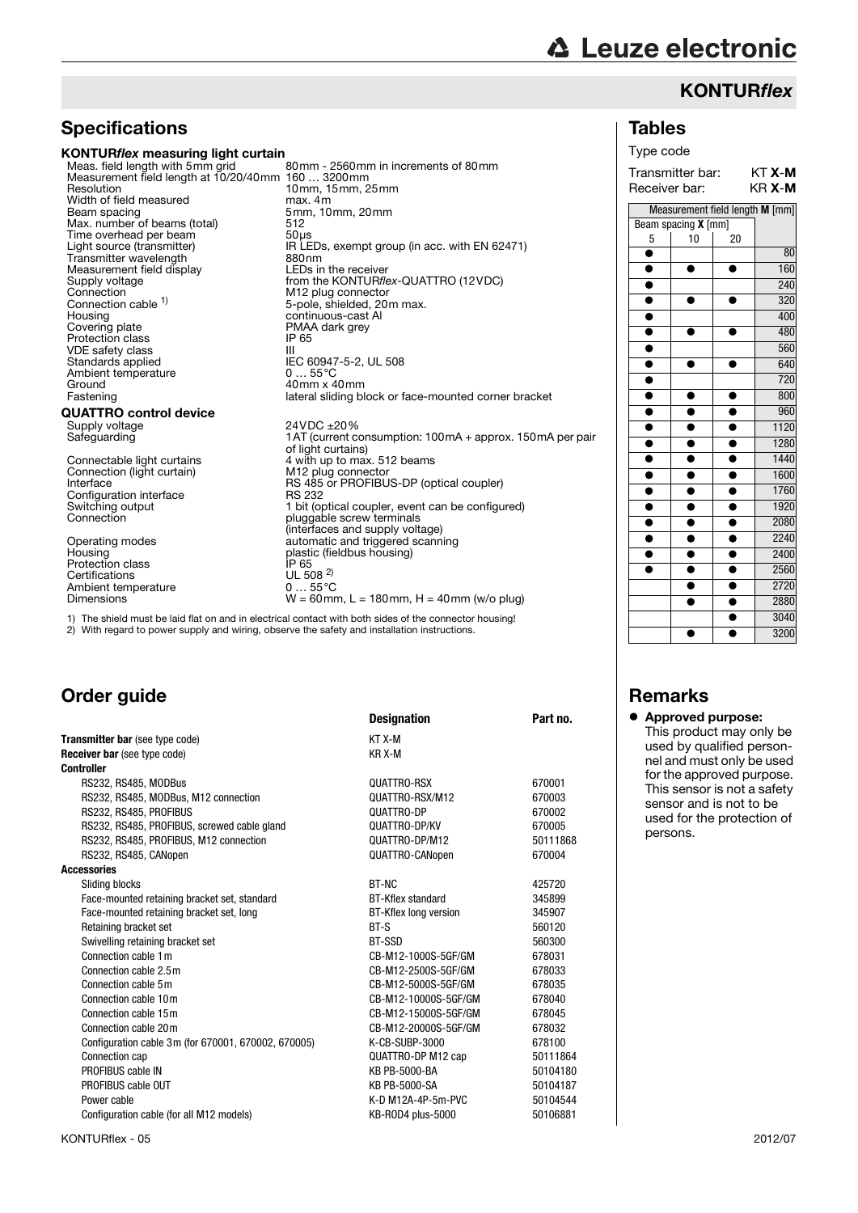## KONTUR*flex*

## Specifications

### KONTUR*flex* measuring light curtain

| | |
|---|---|
| Meas. field length with 5mm grid | 80mm - 2560mm in increments of 80mm |
| Measurement field length at 10/20/40mm | 160 … 3200mm |
| Resolution | 10mm, 15mm, 25mm |
| Width of field measured | max. 4m |
| Beam spacing | 5mm, 10mm, 20mm |
| Max. number of beams (total) | 512 |
| Time overhead per beam | 50µs |
| Light source (transmitter) | IR LEDs, exempt group (in acc. with EN 62471) |
| Transmitter wavelength | 880nm |
| Measurement field display | LEDs in the receiver |
| Supply voltage | from the KONTUR*flex*-QUATTRO (12VDC) |
| Connection | M12 plug connector |
| Connection cable [1] | 5-pole, shielded, 20m max. |
| Housing | continuous-cast Al |
| Covering plate | PMAA dark grey |
| Protection class | IP 65 |
| VDE safety class | III |
| Standards applied | IEC 60947-5-2, UL 508 |
| Ambient temperature | 0 … 55°C |
| Ground | 40mm x 40mm |
| Fastening | lateral sliding block or face-mounted corner bracket |

### QUATTRO control device

| | |
|---|---|
| Supply voltage | 24VDC ±20% |
| Safeguarding | 1AT (current consumption: 100mA + approx. 150mA per pair of light curtains) |
| Connectable light curtains | 4 with up to max. 512 beams |
| Connection (light curtain) | M12 plug connector |
| Interface | RS 485 or PROFIBUS-DP (optical coupler) |
| Configuration interface | RS 232 |
| Switching output | 1 bit (optical coupler, event can be configured) |
| Connection | pluggable screw terminals (interfaces and supply voltage) |
| Operating modes | automatic and triggered scanning |
| Housing | plastic (fieldbus housing) |
| Protection class | IP 65 |
| Certifications | UL 508 [2] |
| Ambient temperature | 0 … 55°C |
| Dimensions | W = 60mm, L = 180mm, H = 40mm (w/o plug) |

1) The shield must be laid flat on and in electrical contact with both sides of the connector housing!
2) With regard to power supply and wiring, observe the safety and installation instructions.

## Tables

Type code

Transmitter bar: KT **X**-**M**
Receiver bar: KR **X**-**M**

| Beam spacing **X** [mm] | | | Measurement field length **M** [mm] |
|---|---|---|---|
| 5 | 10 | 20 | |
| ● | | | 80 |
| ● | ● | ● | 160 |
| ● | | | 240 |
| ● | ● | ● | 320 |
| ● | | | 400 |
| ● | ● | ● | 480 |
| ● | | | 560 |
| ● | ● | ● | 640 |
| ● | | | 720 |
| ● | ● | ● | 800 |
| ● | ● | ● | 960 |
| ● | ● | ● | 1120 |
| ● | ● | ● | 1280 |
| ● | ● | ● | 1440 |
| ● | ● | ● | 1600 |
| ● | ● | ● | 1760 |
| ● | ● | ● | 1920 |
| ● | ● | ● | 2080 |
| ● | ● | ● | 2240 |
| ● | ● | ● | 2400 |
| ● | ● | ● | 2560 |
| | ● | ● | 2720 |
| | ● | ● | 2880 |
| | | ● | 3040 |
| | ● | ● | 3200 |

## Order guide

| | Designation | Part no. |
|---|---|---|
| **Transmitter bar** (see type code) | KT X-M | |
| **Receiver bar** (see type code) | KR X-M | |
| **Controller** | | |
| RS232, RS485, MODBus | QUATTRO-RSX | 670001 |
| RS232, RS485, MODBus, M12 connection | QUATTRO-RSX/M12 | 670003 |
| RS232, RS485, PROFIBUS | QUATTRO-DP | 670002 |
| RS232, RS485, PROFIBUS, screwed cable gland | QUATTRO-DP/KV | 670005 |
| RS232, RS485, PROFIBUS, M12 connection | QUATTRO-DP/M12 | 50111868 |
| RS232, RS485, CANopen | QUATTRO-CANopen | 670004 |
| **Accessories** | | |
| Sliding blocks | BT-NC | 425720 |
| Face-mounted retaining bracket set, standard | BT-Kflex standard | 345899 |
| Face-mounted retaining bracket set, long | BT-Kflex long version | 345907 |
| Retaining bracket set | BT-S | 560120 |
| Swivelling retaining bracket set | BT-SSD | 560300 |
| Connection cable 1m | CB-M12-1000S-5GF/GM | 678031 |
| Connection cable 2.5m | CB-M12-2500S-5GF/GM | 678033 |
| Connection cable 5m | CB-M12-5000S-5GF/GM | 678035 |
| Connection cable 10m | CB-M12-10000S-5GF/GM | 678040 |
| Connection cable 15m | CB-M12-15000S-5GF/GM | 678045 |
| Connection cable 20m | CB-M12-20000S-5GF/GM | 678032 |
| Configuration cable 3m (for 670001, 670002, 670005) | K-CB-SUBP-3000 | 678100 |
| Connection cap | QUATTRO-DP M12 cap | 50111864 |
| PROFIBUS cable IN | KB PB-5000-BA | 50104180 |
| PROFIBUS cable OUT | KB PB-5000-SA | 50104187 |
| Power cable | K-D M12A-4P-5m-PVC | 50104544 |
| Configuration cable (for all M12 models) | KB-ROD4 plus-5000 | 50106881 |

## Remarks

- **Approved purpose:**
  This product may only be used by qualified personnel and must only be used for the approved purpose. This sensor is not a safety sensor and is not to be used for the protection of persons.